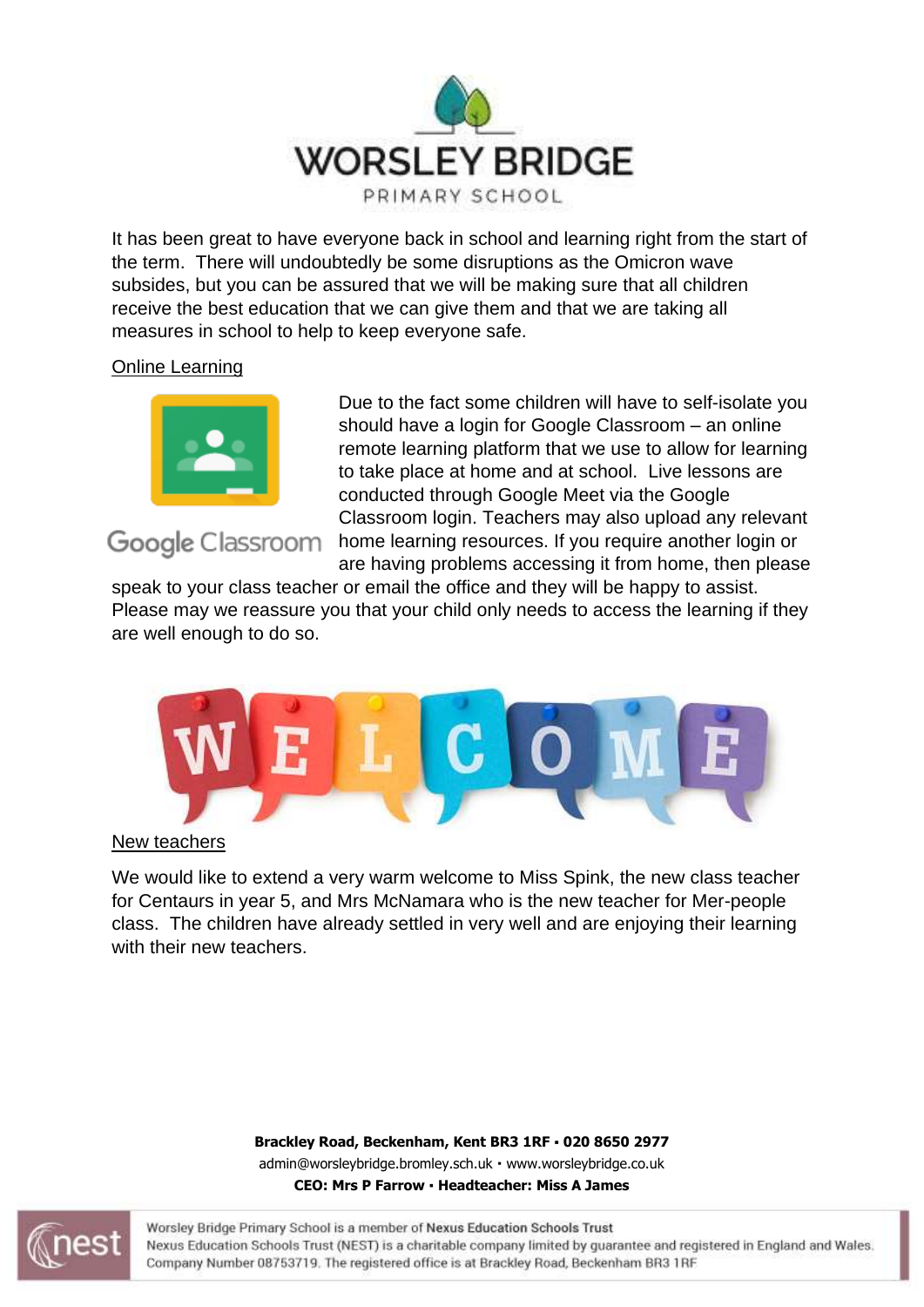# WORSLEY BRIDGE

PRIMARY SCHOOL

It has been great to have everyone back in school and learning right from the start of the term. There will undoubtedly be some disruptions as the Omicron wave subsides, but you can be assured that we will be making sure that all children receive the best education that we can give them and that we are taking all measures in school to help to keep everyone safe.

## Online Learning

Google Classroom

Due to the fact some children will have to self-isolate you should have a login for Google Classroom – an online remote learning platform that we use to allow for learning to take place at home and at school. Live lessons are conducted through Google Meet via the Google Classroom login. Teachers may also upload any relevant home learning resources. If you require another login or are having problems accessing it from home, then please speak to your class teacher or email the office and they will be happy to assist. Please may we reassure you that your child only needs to access the learning if they are well enough to do so.

WELCOME

## New teachers

We would like to extend a very warm welcome to Miss Spink, the new class teacher for Centaurs in year 5, and Mrs McNamara who is the new teacher for Mer-people class. The children have already settled in very well and are enjoying their learning with their new teachers.

**Brackley Road, Beckenham, Kent BR3 1RF · 020 8650 2977**
admin@worsleybridge.bromley.sch.uk · www.worsleybridge.co.uk
**CEO: Mrs P Farrow · Headteacher: Miss A James**

Worsley Bridge Primary School is a member of **Nexus Education Schools Trust**
Nexus Education Schools Trust (NEST) is a charitable company limited by guarantee and registered in England and Wales. Company Number 08753719. The registered office is at Brackley Road, Beckenham BR3 1RF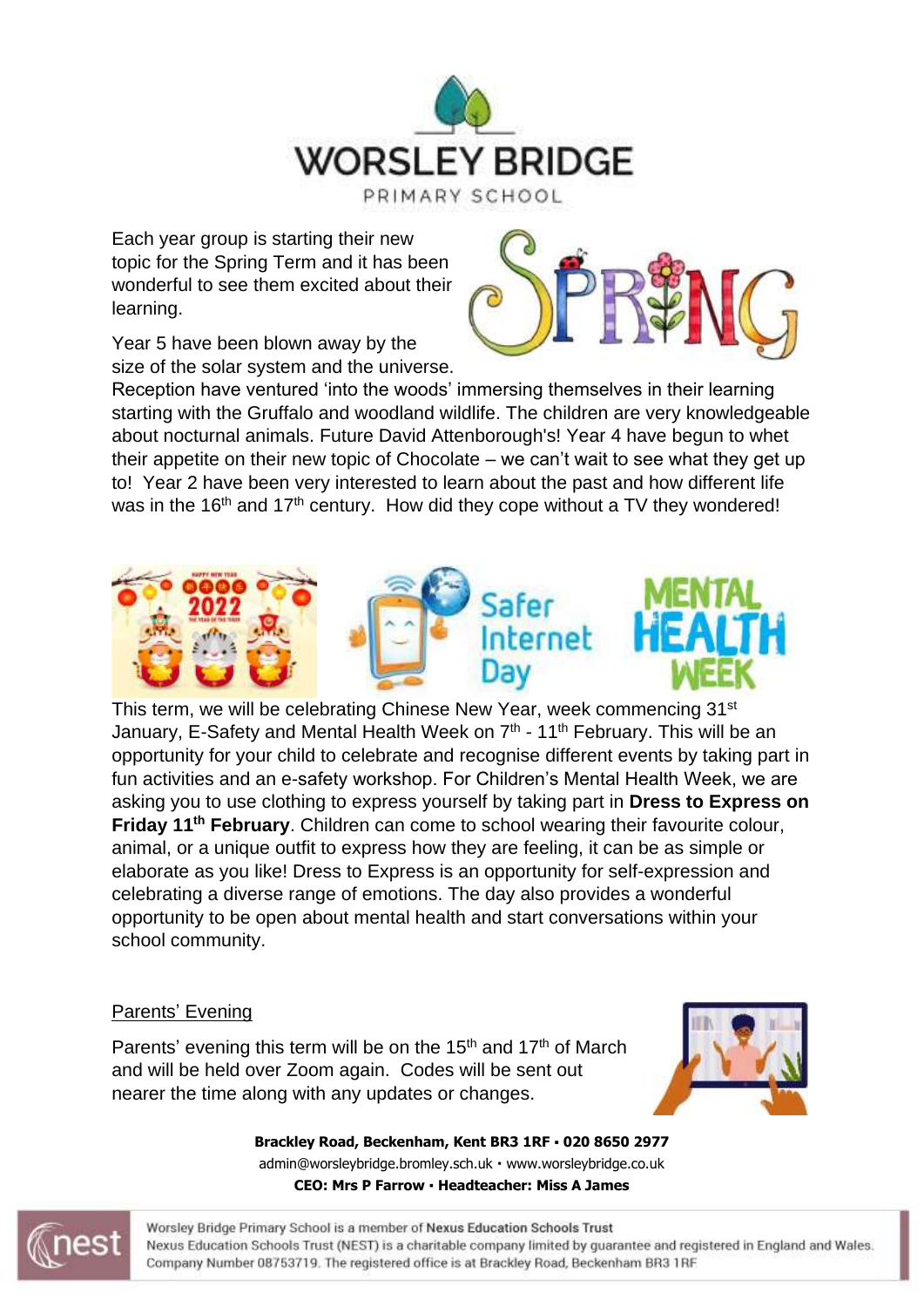# WORSLEY BRIDGE

PRIMARY SCHOOL

Each year group is starting their new topic for the Spring Term and it has been wonderful to see them excited about their learning.

Year 5 have been blown away by the size of the solar system and the universe. Reception have ventured 'into the woods' immersing themselves in their learning starting with the Gruffalo and woodland wildlife. The children are very knowledgeable about nocturnal animals. Future David Attenborough's! Year 4 have begun to whet their appetite on their new topic of Chocolate – we can't wait to see what they get up to! Year 2 have been very interested to learn about the past and how different life was in the 16th and 17th century. How did they cope without a TV they wondered!

This term, we will be celebrating Chinese New Year, week commencing 31st January, E-Safety and Mental Health Week on 7th - 11th February. This will be an opportunity for your child to celebrate and recognise different events by taking part in fun activities and an e-safety workshop. For Children's Mental Health Week, we are asking you to use clothing to express yourself by taking part in **Dress to Express on Friday 11th February**. Children can come to school wearing their favourite colour, animal, or a unique outfit to express how they are feeling, it can be as simple or elaborate as you like! Dress to Express is an opportunity for self-expression and celebrating a diverse range of emotions. The day also provides a wonderful opportunity to be open about mental health and start conversations within your school community.

## Parents' Evening

Parents' evening this term will be on the 15th and 17th of March and will be held over Zoom again. Codes will be sent out nearer the time along with any updates or changes.

**Brackley Road, Beckenham, Kent BR3 1RF • 020 8650 2977**

admin@worsleybridge.bromley.sch.uk • www.worsleybridge.co.uk

**CEO: Mrs P Farrow • Headteacher: Miss A James**

Worsley Bridge Primary School is a member of Nexus Education Schools Trust

Nexus Education Schools Trust (NEST) is a charitable company limited by guarantee and registered in England and Wales. Company Number 08753719. The registered office is at Brackley Road, Beckenham BR3 1RF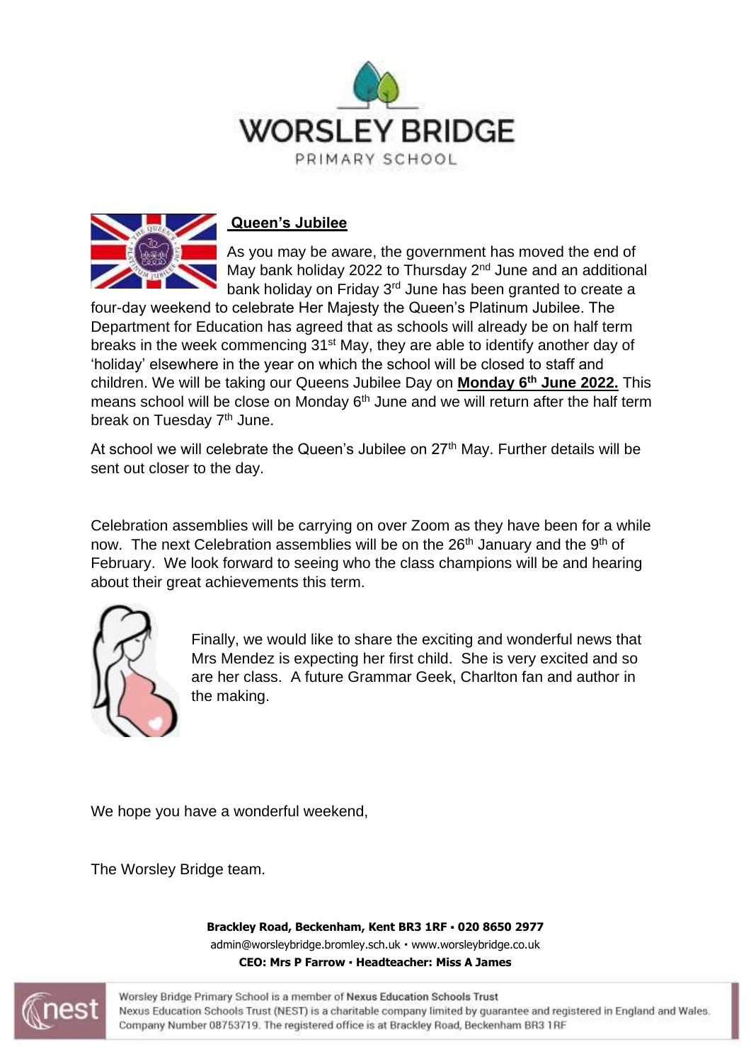# WORSLEY BRIDGE

PRIMARY SCHOOL

## Queen's Jubilee

As you may be aware, the government has moved the end of May bank holiday 2022 to Thursday 2nd June and an additional bank holiday on Friday 3rd June has been granted to create a four-day weekend to celebrate Her Majesty the Queen's Platinum Jubilee. The Department for Education has agreed that as schools will already be on half term breaks in the week commencing 31st May, they are able to identify another day of 'holiday' elsewhere in the year on which the school will be closed to staff and children. We will be taking our Queens Jubilee Day on **Monday 6th June 2022.** This means school will be close on Monday 6th June and we will return after the half term break on Tuesday 7th June.

At school we will celebrate the Queen's Jubilee on 27th May. Further details will be sent out closer to the day.

Celebration assemblies will be carrying on over Zoom as they have been for a while now. The next Celebration assemblies will be on the 26th January and the 9th of February. We look forward to seeing who the class champions will be and hearing about their great achievements this term.

Finally, we would like to share the exciting and wonderful news that Mrs Mendez is expecting her first child. She is very excited and so are her class. A future Grammar Geek, Charlton fan and author in the making.

We hope you have a wonderful weekend,

The Worsley Bridge team.

**Brackley Road, Beckenham, Kent BR3 1RF • 020 8650 2977**
admin@worsleybridge.bromley.sch.uk • www.worsleybridge.co.uk
**CEO: Mrs P Farrow • Headteacher: Miss A James**

Worsley Bridge Primary School is a member of Nexus Education Schools Trust
Nexus Education Schools Trust (NEST) is a charitable company limited by guarantee and registered in England and Wales. Company Number 08753719. The registered office is at Brackley Road, Beckenham BR3 1RF